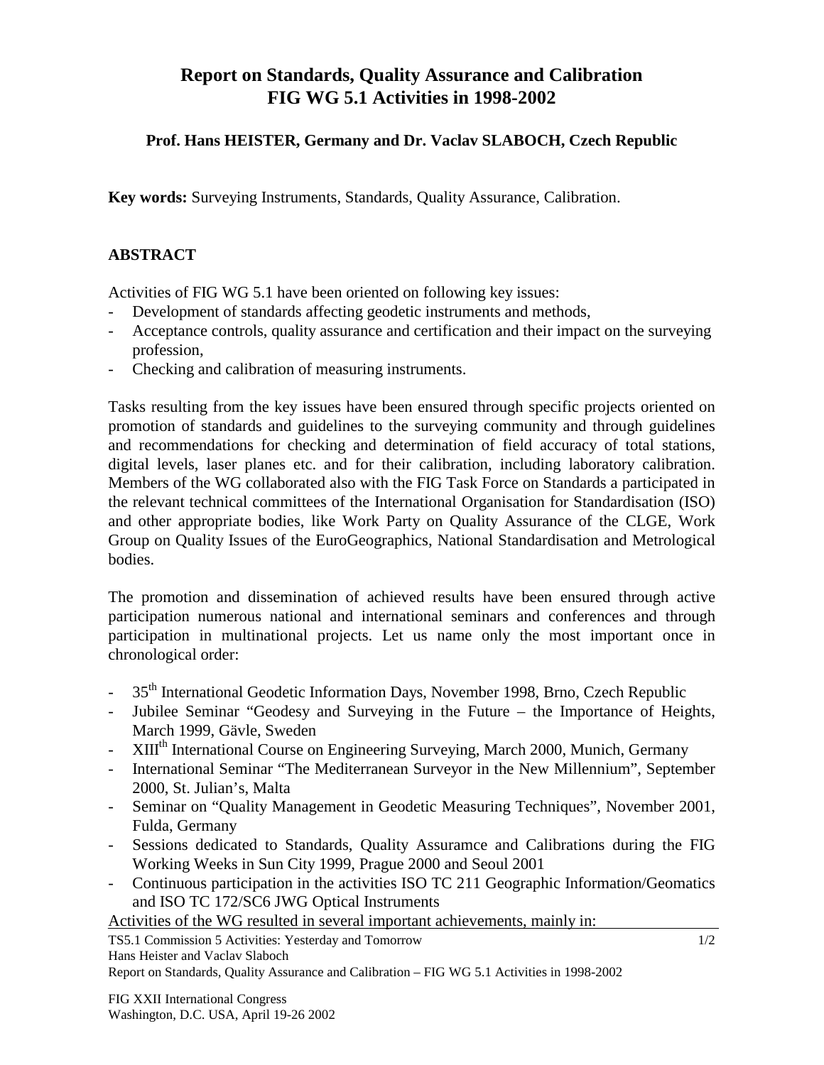# Report on Standards, Quality Assurance and Calibration FIG WG 5.1 Activities in 1998-2002

**Prof. Hans HEISTER, Germany and Dr. Vaclav SLABOCH, Czech Republic**

**Key words:** Surveying Instruments, Standards, Quality Assurance, Calibration.

## ABSTRACT

Activities of FIG WG 5.1 have been oriented on following key issues:

- Development of standards affecting geodetic instruments and methods,
- Acceptance controls, quality assurance and certification and their impact on the surveying profession,
- Checking and calibration of measuring instruments.

Tasks resulting from the key issues have been ensured through specific projects oriented on promotion of standards and guidelines to the surveying community and through guidelines and recommendations for checking and determination of field accuracy of total stations, digital levels, laser planes etc. and for their calibration, including laboratory calibration. Members of the WG collaborated also with the FIG Task Force on Standards a participated in the relevant technical committees of the International Organisation for Standardisation (ISO) and other appropriate bodies, like Work Party on Quality Assurance of the CLGE, Work Group on Quality Issues of the EuroGeographics, National Standardisation and Metrological bodies.

The promotion and dissemination of achieved results have been ensured through active participation numerous national and international seminars and conferences and through participation in multinational projects. Let us name only the most important once in chronological order:

- 35th International Geodetic Information Days, November 1998, Brno, Czech Republic
- Jubilee Seminar "Geodesy and Surveying in the Future – the Importance of Heights, March 1999, Gävle, Sweden
- XIIIth International Course on Engineering Surveying, March 2000, Munich, Germany
- International Seminar "The Mediterranean Surveyor in the New Millennium", September 2000, St. Julian's, Malta
- Seminar on "Quality Management in Geodetic Measuring Techniques", November 2001, Fulda, Germany
- Sessions dedicated to Standards, Quality Assuramce and Calibrations during the FIG Working Weeks in Sun City 1999, Prague 2000 and Seoul 2001
- Continuous participation in the activities ISO TC 211 Geographic Information/Geomatics and ISO TC 172/SC6 JWG Optical Instruments

Activities of the WG resulted in several important achievements, mainly in: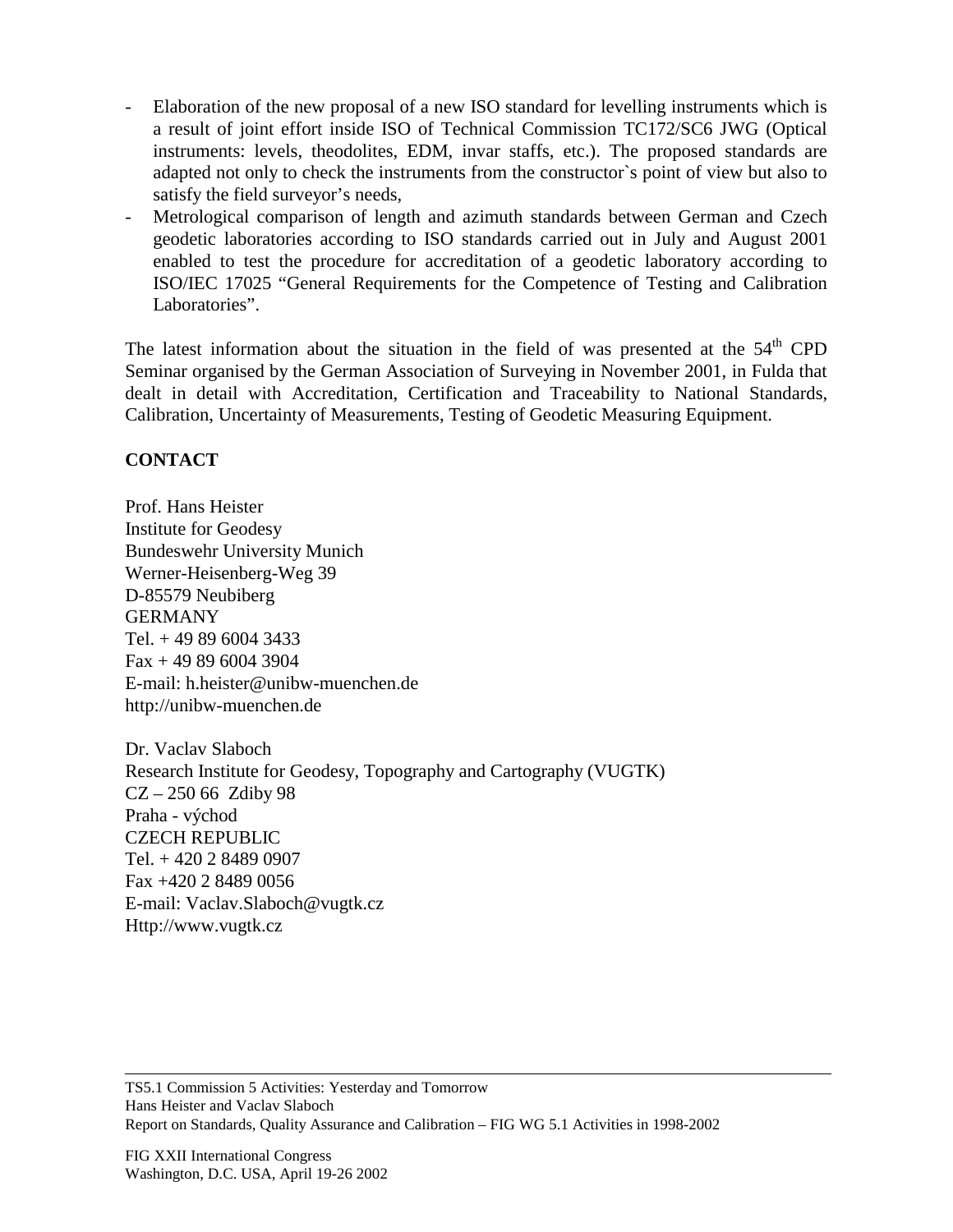- Elaboration of the new proposal of a new ISO standard for levelling instruments which is a result of joint effort inside ISO of Technical Commission TC172/SC6 JWG (Optical instruments: levels, theodolites, EDM, invar staffs, etc.). The proposed standards are adapted not only to check the instruments from the constructor`s point of view but also to satisfy the field surveyor's needs,
- Metrological comparison of length and azimuth standards between German and Czech geodetic laboratories according to ISO standards carried out in July and August 2001 enabled to test the procedure for accreditation of a geodetic laboratory according to ISO/IEC 17025 "General Requirements for the Competence of Testing and Calibration Laboratories".

The latest information about the situation in the field of was presented at the 54th CPD Seminar organised by the German Association of Surveying in November 2001, in Fulda that dealt in detail with Accreditation, Certification and Traceability to National Standards, Calibration, Uncertainty of Measurements, Testing of Geodetic Measuring Equipment.

**CONTACT**

Prof. Hans Heister
Institute for Geodesy
Bundeswehr University Munich
Werner-Heisenberg-Weg 39
D-85579 Neubiberg
GERMANY
Tel. + 49 89 6004 3433
Fax + 49 89 6004 3904
E-mail: h.heister@unibw-muenchen.de
http://unibw-muenchen.de

Dr. Vaclav Slaboch
Research Institute for Geodesy, Topography and Cartography (VUGTK)
CZ – 250 66 Zdiby 98
Praha - východ
CZECH REPUBLIC
Tel. + 420 2 8489 0907
Fax +420 2 8489 0056
E-mail: Vaclav.Slaboch@vugtk.cz
Http://www.vugtk.cz